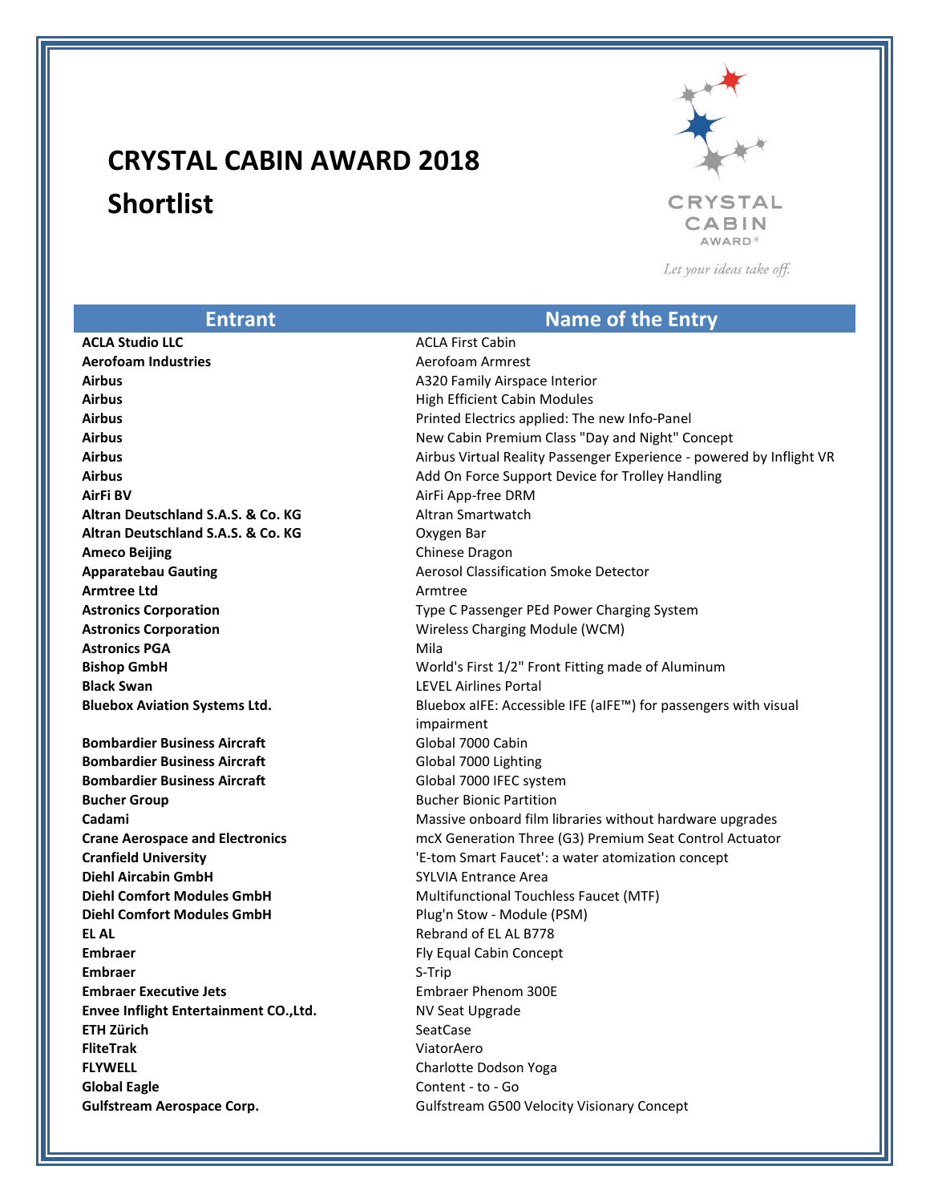# CRYSTAL CABIN AWARD 2018
## Shortlist

CRYSTAL CABIN AWARD®

*Let your ideas take off.*

| Entrant | Name of the Entry |
|---|---|
| **ACLA Studio LLC** | ACLA First Cabin |
| **Aerofoam Industries** | Aerofoam Armrest |
| **Airbus** | A320 Family Airspace Interior |
| **Airbus** | High Efficient Cabin Modules |
| **Airbus** | Printed Electrics applied: The new Info-Panel |
| **Airbus** | New Cabin Premium Class "Day and Night" Concept |
| **Airbus** | Airbus Virtual Reality Passenger Experience - powered by Inflight VR |
| **Airbus** | Add On Force Support Device for Trolley Handling |
| **AirFi BV** | AirFi App-free DRM |
| **Altran Deutschland S.A.S. & Co. KG** | Altran Smartwatch |
| **Altran Deutschland S.A.S. & Co. KG** | Oxygen Bar |
| **Ameco Beijing** | Chinese Dragon |
| **Apparatebau Gauting** | Aerosol Classification Smoke Detector |
| **Armtree Ltd** | Armtree |
| **Astronics Corporation** | Type C Passenger PEd Power Charging System |
| **Astronics Corporation** | Wireless Charging Module (WCM) |
| **Astronics PGA** | Mila |
| **Bishop GmbH** | World's First 1/2" Front Fitting made of Aluminum |
| **Black Swan** | LEVEL Airlines Portal |
| **Bluebox Aviation Systems Ltd.** | Bluebox aIFE: Accessible IFE (aIFE™) for passengers with visual impairment |
| **Bombardier Business Aircraft** | Global 7000 Cabin |
| **Bombardier Business Aircraft** | Global 7000 Lighting |
| **Bombardier Business Aircraft** | Global 7000 IFEC system |
| **Bucher Group** | Bucher Bionic Partition |
| **Cadami** | Massive onboard film libraries without hardware upgrades |
| **Crane Aerospace and Electronics** | mcX Generation Three (G3) Premium Seat Control Actuator |
| **Cranfield University** | 'E-tom Smart Faucet': a water atomization concept |
| **Diehl Aircabin GmbH** | SYLVIA Entrance Area |
| **Diehl Comfort Modules GmbH** | Multifunctional Touchless Faucet (MTF) |
| **Diehl Comfort Modules GmbH** | Plug'n Stow - Module (PSM) |
| **EL AL** | Rebrand of EL AL B778 |
| **Embraer** | Fly Equal Cabin Concept |
| **Embraer** | S-Trip |
| **Embraer Executive Jets** | Embraer Phenom 300E |
| **Envee Inflight Entertainment CO.,Ltd.** | NV Seat Upgrade |
| **ETH Zürich** | SeatCase |
| **FliteTrak** | ViatorAero |
| **FLYWELL** | Charlotte Dodson Yoga |
| **Global Eagle** | Content - to - Go |
| **Gulfstream Aerospace Corp.** | Gulfstream G500 Velocity Visionary Concept |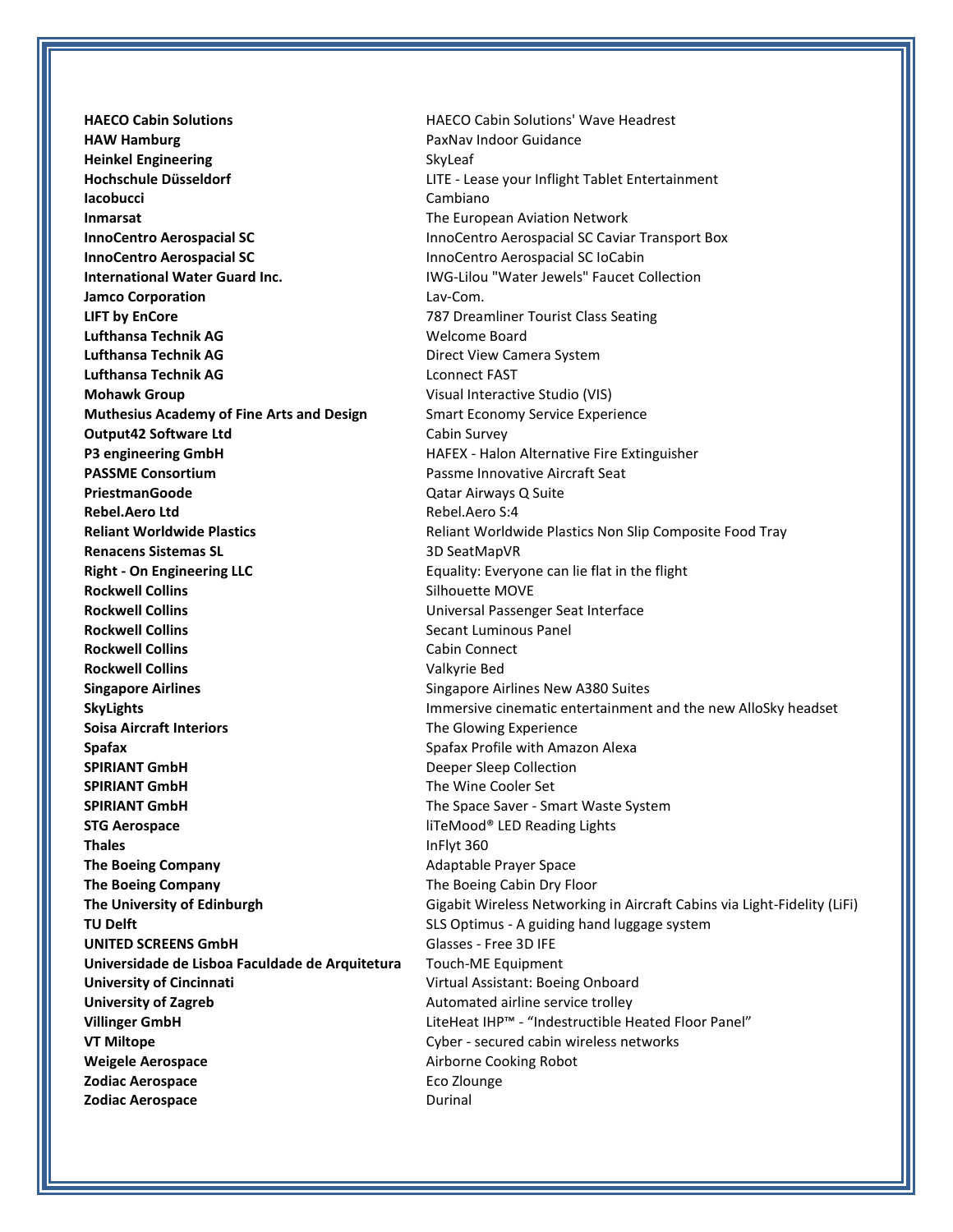| | |
|---|---|
| **HAECO Cabin Solutions** | HAECO Cabin Solutions' Wave Headrest |
| **HAW Hamburg** | PaxNav Indoor Guidance |
| **Heinkel Engineering** | SkyLeaf |
| **Hochschule Düsseldorf** | LITE - Lease your Inflight Tablet Entertainment |
| **Iacobucci** | Cambiano |
| **Inmarsat** | The European Aviation Network |
| **InnoCentro Aerospacial SC** | InnoCentro Aerospacial SC Caviar Transport Box |
| **InnoCentro Aerospacial SC** | InnoCentro Aerospacial SC IoCabin |
| **International Water Guard Inc.** | IWG-Lilou "Water Jewels" Faucet Collection |
| **Jamco Corporation** | Lav-Com. |
| **LIFT by EnCore** | 787 Dreamliner Tourist Class Seating |
| **Lufthansa Technik AG** | Welcome Board |
| **Lufthansa Technik AG** | Direct View Camera System |
| **Lufthansa Technik AG** | Lconnect FAST |
| **Mohawk Group** | Visual Interactive Studio (VIS) |
| **Muthesius Academy of Fine Arts and Design** | Smart Economy Service Experience |
| **Output42 Software Ltd** | Cabin Survey |
| **P3 engineering GmbH** | HAFEX - Halon Alternative Fire Extinguisher |
| **PASSME Consortium** | Passme Innovative Aircraft Seat |
| **PriestmanGoode** | Qatar Airways Q Suite |
| **Rebel.Aero Ltd** | Rebel.Aero S:4 |
| **Reliant Worldwide Plastics** | Reliant Worldwide Plastics Non Slip Composite Food Tray |
| **Renacens Sistemas SL** | 3D SeatMapVR |
| **Right - On Engineering LLC** | Equality: Everyone can lie flat in the flight |
| **Rockwell Collins** | Silhouette MOVE |
| **Rockwell Collins** | Universal Passenger Seat Interface |
| **Rockwell Collins** | Secant Luminous Panel |
| **Rockwell Collins** | Cabin Connect |
| **Rockwell Collins** | Valkyrie Bed |
| **Singapore Airlines** | Singapore Airlines New A380 Suites |
| **SkyLights** | Immersive cinematic entertainment and the new AlloSky headset |
| **Soisa Aircraft Interiors** | The Glowing Experience |
| **Spafax** | Spafax Profile with Amazon Alexa |
| **SPIRIANT GmbH** | Deeper Sleep Collection |
| **SPIRIANT GmbH** | The Wine Cooler Set |
| **SPIRIANT GmbH** | The Space Saver - Smart Waste System |
| **STG Aerospace** | liTeMood® LED Reading Lights |
| **Thales** | InFlyt 360 |
| **The Boeing Company** | Adaptable Prayer Space |
| **The Boeing Company** | The Boeing Cabin Dry Floor |
| **The University of Edinburgh** | Gigabit Wireless Networking in Aircraft Cabins via Light-Fidelity (LiFi) |
| **TU Delft** | SLS Optimus - A guiding hand luggage system |
| **UNITED SCREENS GmbH** | Glasses - Free 3D IFE |
| **Universidade de Lisboa Faculdade de Arquitetura** | Touch-ME Equipment |
| **University of Cincinnati** | Virtual Assistant: Boeing Onboard |
| **University of Zagreb** | Automated airline service trolley |
| **Villinger GmbH** | LiteHeat IHP™ - "Indestructible Heated Floor Panel" |
| **VT Miltope** | Cyber - secured cabin wireless networks |
| **Weigele Aerospace** | Airborne Cooking Robot |
| **Zodiac Aerospace** | Eco Zlounge |
| **Zodiac Aerospace** | Durinal |